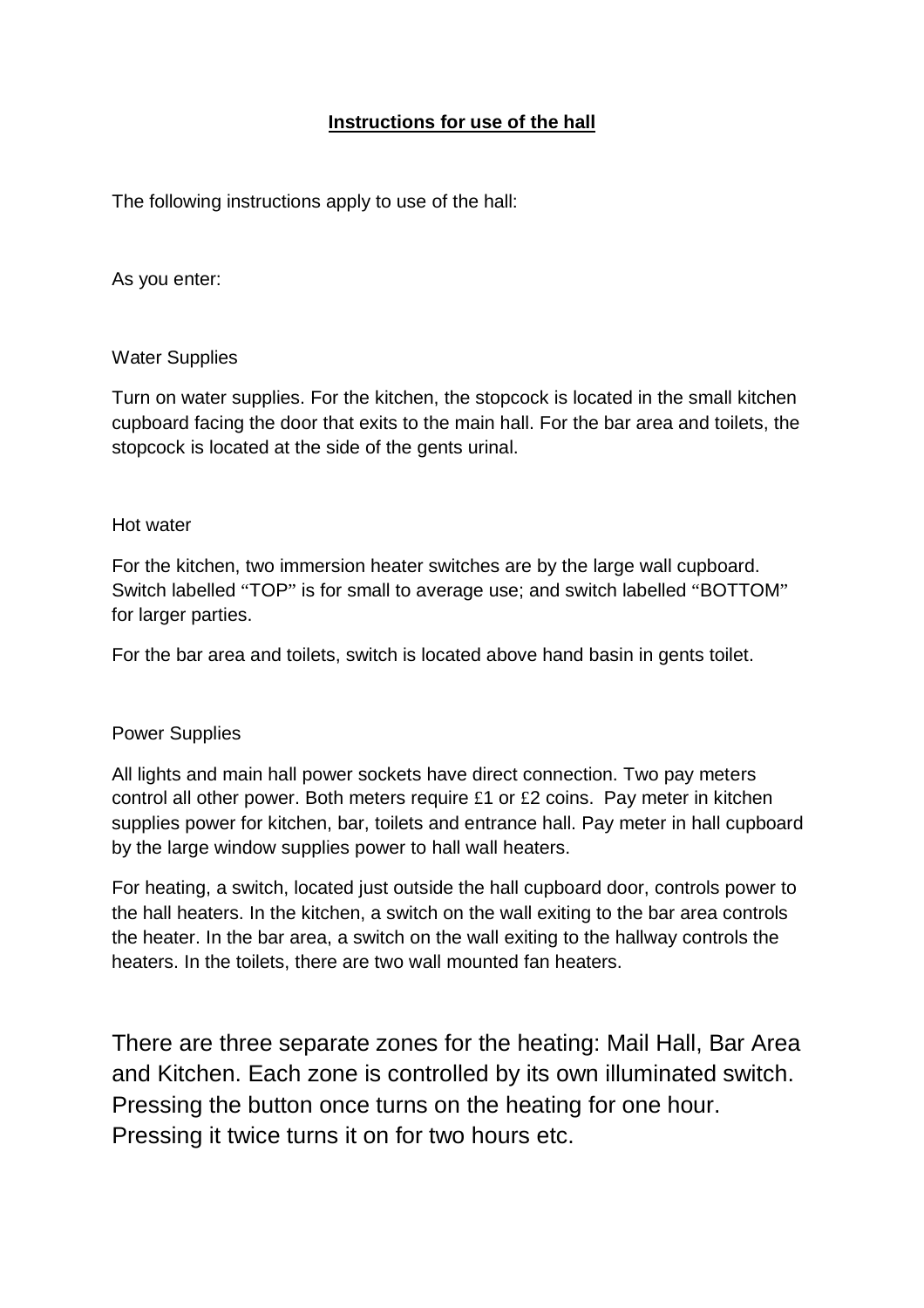**Instructions for use of the hall**

The following instructions apply to use of the hall:

As you enter:

Water Supplies

Turn on water supplies. For the kitchen, the stopcock is located in the small kitchen cupboard facing the door that exits to the main hall. For the bar area and toilets, the stopcock is located at the side of the gents urinal.

Hot water

For the kitchen, two immersion heater switches are by the large wall cupboard. Switch labelled "TOP" is for small to average use; and switch labelled "BOTTOM" for larger parties.

For the bar area and toilets, switch is located above hand basin in gents toilet.

Power Supplies

All lights and main hall power sockets have direct connection. Two pay meters control all other power. Both meters require £1 or £2 coins. Pay meter in kitchen supplies power for kitchen, bar, toilets and entrance hall. Pay meter in hall cupboard by the large window supplies power to hall wall heaters.

For heating, a switch, located just outside the hall cupboard door, controls power to the hall heaters. In the kitchen, a switch on the wall exiting to the bar area controls the heater. In the bar area, a switch on the wall exiting to the hallway controls the heaters. In the toilets, there are two wall mounted fan heaters.

There are three separate zones for the heating: Mail Hall, Bar Area and Kitchen. Each zone is controlled by its own illuminated switch. Pressing the button once turns on the heating for one hour. Pressing it twice turns it on for two hours etc.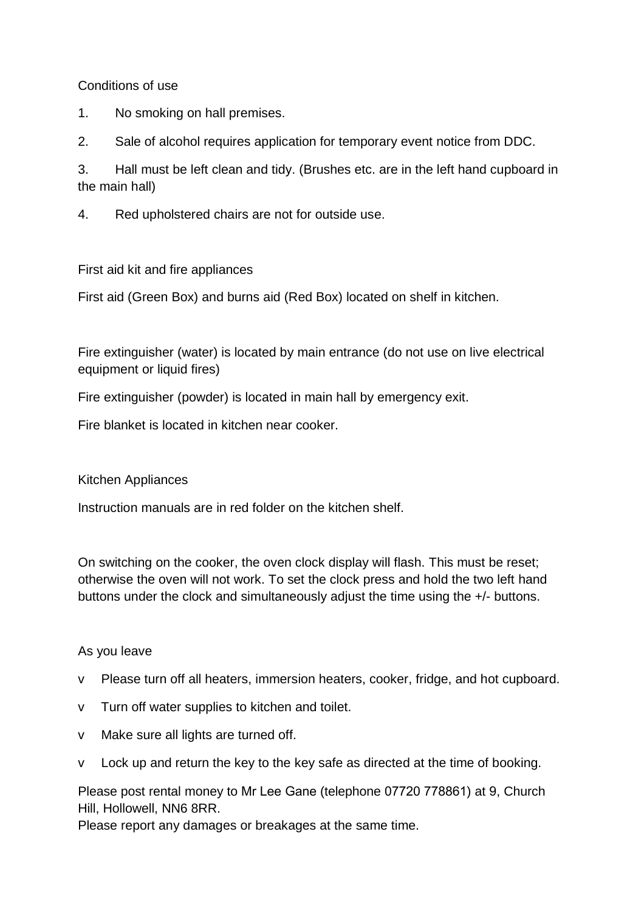## Conditions of use

1. No smoking on hall premises.
2. Sale of alcohol requires application for temporary event notice from DDC.
3. Hall must be left clean and tidy. (Brushes etc. are in the left hand cupboard in the main hall)
4. Red upholstered chairs are not for outside use.

## First aid kit and fire appliances

First aid (Green Box) and burns aid (Red Box) located on shelf in kitchen.

Fire extinguisher (water) is located by main entrance (do not use on live electrical equipment or liquid fires)

Fire extinguisher (powder) is located in main hall by emergency exit.

Fire blanket is located in kitchen near cooker.

## Kitchen Appliances

Instruction manuals are in red folder on the kitchen shelf.

On switching on the cooker, the oven clock display will flash. This must be reset; otherwise the oven will not work. To set the clock press and hold the two left hand buttons under the clock and simultaneously adjust the time using the +/- buttons.

## As you leave

- Please turn off all heaters, immersion heaters, cooker, fridge, and hot cupboard.
- Turn off water supplies to kitchen and toilet.
- Make sure all lights are turned off.
- Lock up and return the key to the key safe as directed at the time of booking.

Please post rental money to Mr Lee Gane (telephone 07720 778861) at 9, Church Hill, Hollowell, NN6 8RR.
Please report any damages or breakages at the same time.